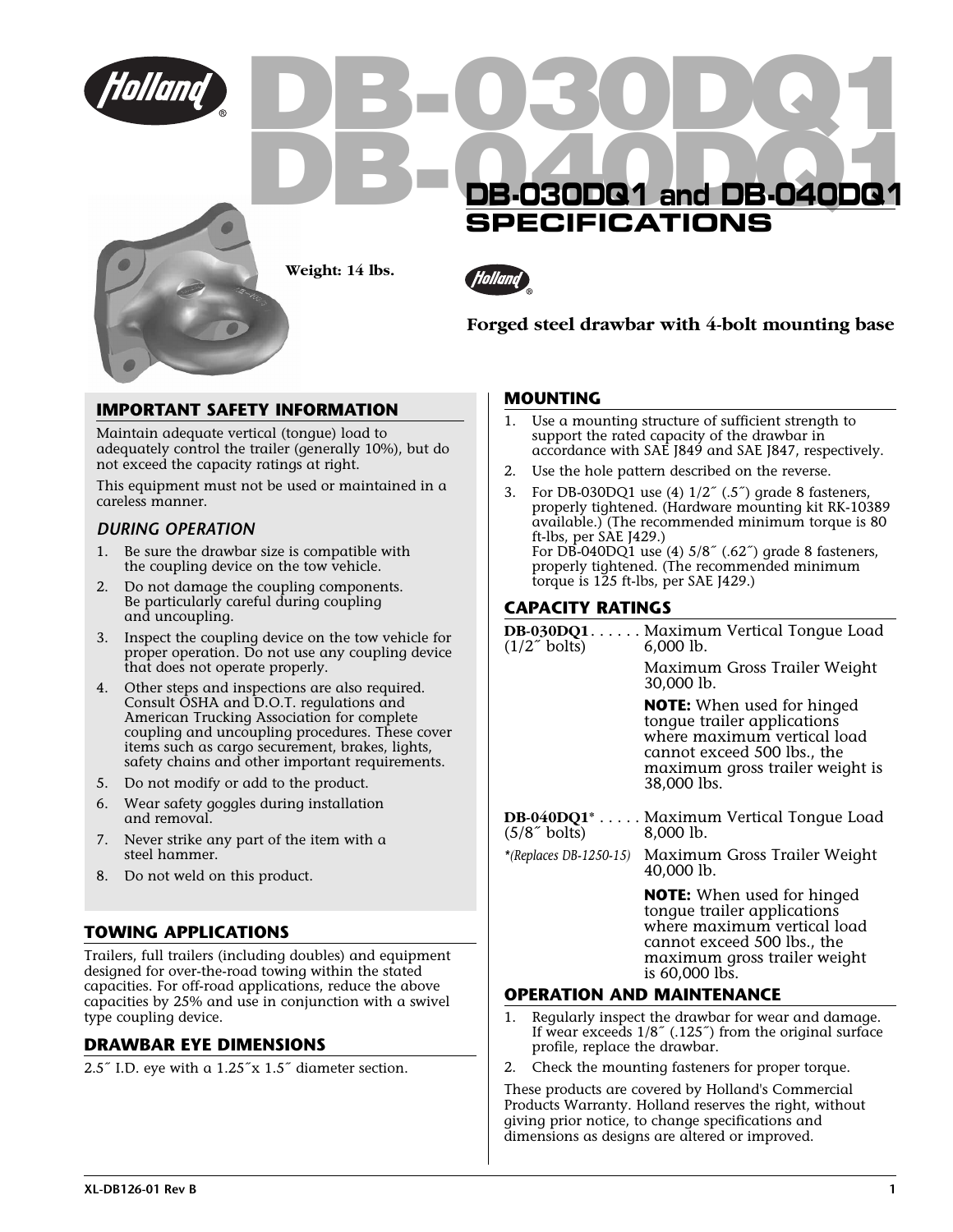# DB-030DQ1 and DB-040DQ1 SPECIFICATIONS

**Weight: 14 lbs.**

**Forged steel drawbar with 4-bolt mounting base**

## IMPORTANT SAFETY INFORMATION

Maintain adequate vertical (tongue) load to adequately control the trailer (generally 10%), but do not exceed the capacity ratings at right.

This equipment must not be used or maintained in a careless manner.

### *DURING OPERATION*

1. Be sure the drawbar size is compatible with the coupling device on the tow vehicle.
2. Do not damage the coupling components. Be particularly careful during coupling and uncoupling.
3. Inspect the coupling device on the tow vehicle for proper operation. Do not use any coupling device that does not operate properly.
4. Other steps and inspections are also required. Consult OSHA and D.O.T. regulations and American Trucking Association for complete coupling and uncoupling procedures. These cover items such as cargo securement, brakes, lights, safety chains and other important requirements.
5. Do not modify or add to the product.
6. Wear safety goggles during installation and removal.
7. Never strike any part of the item with a steel hammer.
8. Do not weld on this product.

## TOWING APPLICATIONS

Trailers, full trailers (including doubles) and equipment designed for over-the-road towing within the stated capacities. For off-road applications, reduce the above capacities by 25% and use in conjunction with a swivel type coupling device.

## DRAWBAR EYE DIMENSIONS

2.5˝ I.D. eye with a 1.25˝x 1.5˝ diameter section.

## MOUNTING

1. Use a mounting structure of sufficient strength to support the rated capacity of the drawbar in accordance with SAE J849 and SAE J847, respectively.
2. Use the hole pattern described on the reverse.
3. For DB-030DQ1 use (4) 1/2˝ (.5˝) grade 8 fasteners, properly tightened. (Hardware mounting kit RK-10389 available.) (The recommended minimum torque is 80 ft-lbs, per SAE J429.)
   For DB-040DQ1 use (4) 5/8˝ (.62˝) grade 8 fasteners, properly tightened. (The recommended minimum torque is 125 ft-lbs, per SAE J429.)

## CAPACITY RATINGS

**DB-030DQ1** (1/2˝ bolts) . . . . . .
- Maximum Vertical Tongue Load 6,000 lb.
- Maximum Gross Trailer Weight 30,000 lb.
- **NOTE:** When used for hinged tongue trailer applications where maximum vertical load cannot exceed 500 lbs., the maximum gross trailer weight is 38,000 lbs.

**DB-040DQ1**\* (5/8˝ bolts) . . . . .
*\*(Replaces DB-1250-15)*
- Maximum Vertical Tongue Load 8,000 lb.
- Maximum Gross Trailer Weight 40,000 lb.
- **NOTE:** When used for hinged tongue trailer applications where maximum vertical load cannot exceed 500 lbs., the maximum gross trailer weight is 60,000 lbs.

## OPERATION AND MAINTENANCE

1. Regularly inspect the drawbar for wear and damage. If wear exceeds 1/8˝ (.125˝) from the original surface profile, replace the drawbar.
2. Check the mounting fasteners for proper torque.

These products are covered by Holland's Commercial Products Warranty. Holland reserves the right, without giving prior notice, to change specifications and dimensions as designs are altered or improved.

XL-DB126-01 Rev B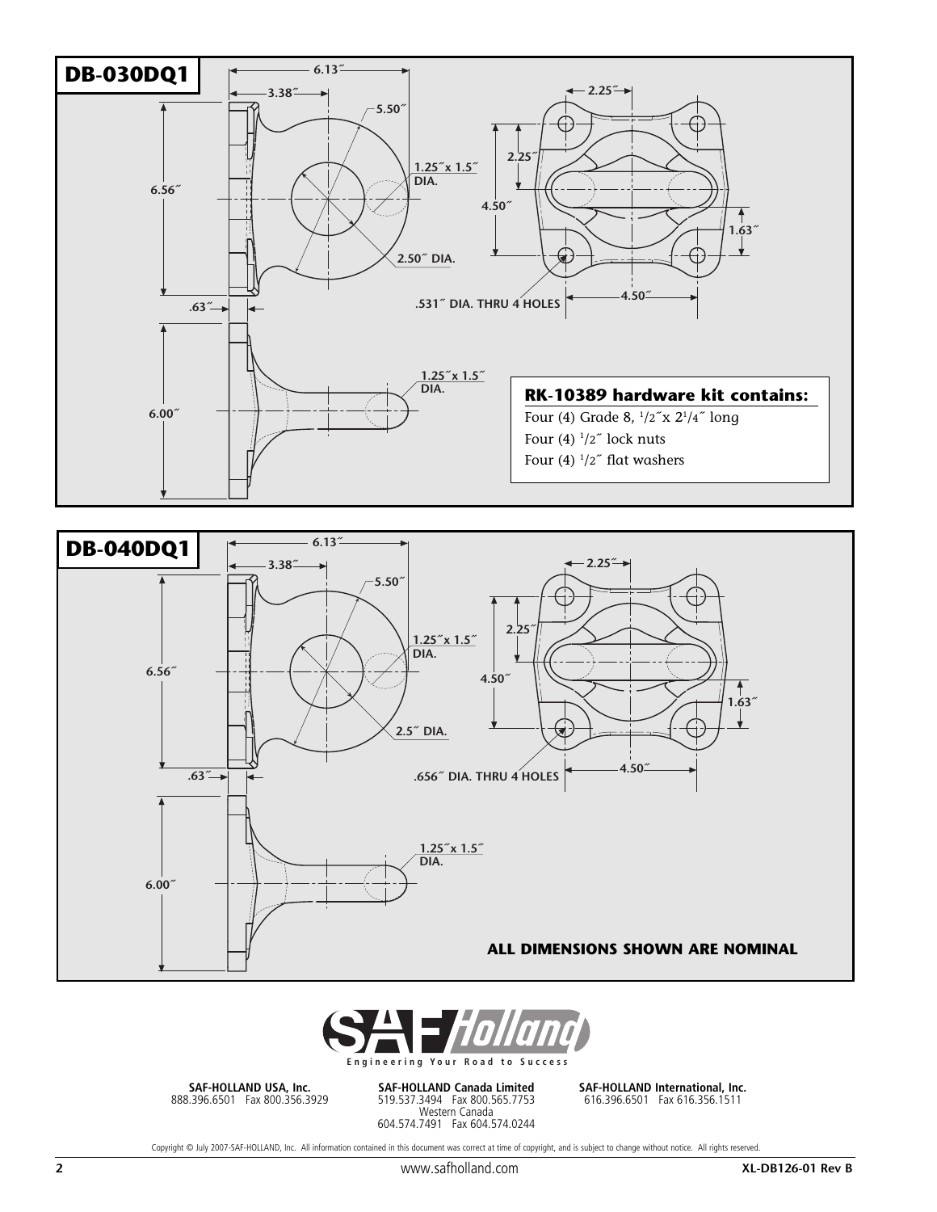## DB-030DQ1

6.13″

3.38″

5.50″

2.25″

2.25″

1.25″ x 1.5″ DIA.

6.56″

4.50″

1.63″

2.50″ DIA.

.63″

.531″ DIA. THRU 4 HOLES

4.50″

1.25″ x 1.5″ DIA.

6.00″

### RK-10389 hardware kit contains:

Four (4) Grade 8, 1/2″ x 2 1/4″ long

Four (4) 1/2″ lock nuts

Four (4) 1/2″ flat washers

## DB-040DQ1

6.13″

3.38″

5.50″

2.25″

2.25″

1.25″ x 1.5″ DIA.

6.56″

4.50″

1.63″

2.5″ DIA.

.63″

.656″ DIA. THRU 4 HOLES

4.50″

1.25″ x 1.5″ DIA.

6.00″

**ALL DIMENSIONS SHOWN ARE NOMINAL**

SAF Holland

Engineering Your Road to Success

**SAF-HOLLAND USA, Inc.**
888.396.6501 Fax 800.356.3929

**SAF-HOLLAND Canada Limited**
519.537.3494 Fax 800.565.7753
Western Canada
604.574.7491 Fax 604.574.0244

**SAF-HOLLAND International, Inc.**
616.396.6501 Fax 616.356.1511

Copyright © July 2007-SAF-HOLLAND, Inc. All information contained in this document was correct at time of copyright, and is subject to change without notice. All rights reserved.

www.safholland.com

**XL-DB126-01 Rev B**